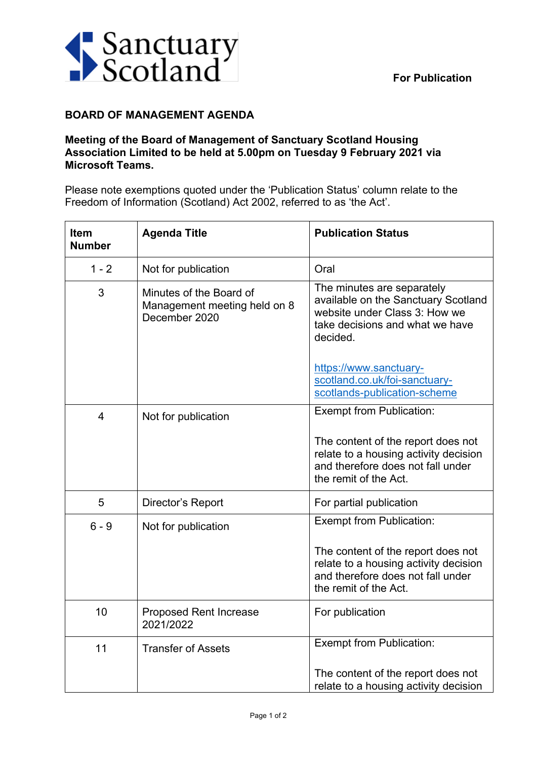Sanctuary Scotland

**For Publication**

**BOARD OF MANAGEMENT AGENDA**

**Meeting of the Board of Management of Sanctuary Scotland Housing Association Limited to be held at 5.00pm on Tuesday 9 February 2021 via Microsoft Teams.**

Please note exemptions quoted under the 'Publication Status' column relate to the Freedom of Information (Scotland) Act 2002, referred to as 'the Act'.

| Item Number | Agenda Title | Publication Status |
|---|---|---|
| 1 - 2 | Not for publication | Oral |
| 3 | Minutes of the Board of Management meeting held on 8 December 2020 | The minutes are separately available on the Sanctuary Scotland website under Class 3: How we take decisions and what we have decided.<br><br>https://www.sanctuary-scotland.co.uk/foi-sanctuary-scotlands-publication-scheme |
| 4 | Not for publication | Exempt from Publication:<br><br>The content of the report does not relate to a housing activity decision and therefore does not fall under the remit of the Act. |
| 5 | Director's Report | For partial publication |
| 6 - 9 | Not for publication | Exempt from Publication:<br><br>The content of the report does not relate to a housing activity decision and therefore does not fall under the remit of the Act. |
| 10 | Proposed Rent Increase 2021/2022 | For publication |
| 11 | Transfer of Assets | Exempt from Publication:<br><br>The content of the report does not relate to a housing activity decision |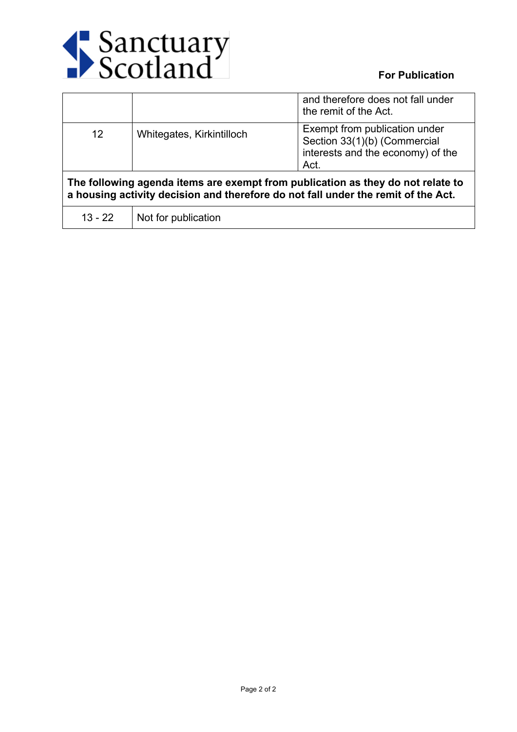**For Publication**

| | | |
|---|---|---|
| | | and therefore does not fall under the remit of the Act. |
| 12 | Whitegates, Kirkintilloch | Exempt from publication under Section 33(1)(b) (Commercial interests and the economy) of the Act. |
| **The following agenda items are exempt from publication as they do not relate to a housing activity decision and therefore do not fall under the remit of the Act.** | | |
| 13 - 22 | Not for publication | |